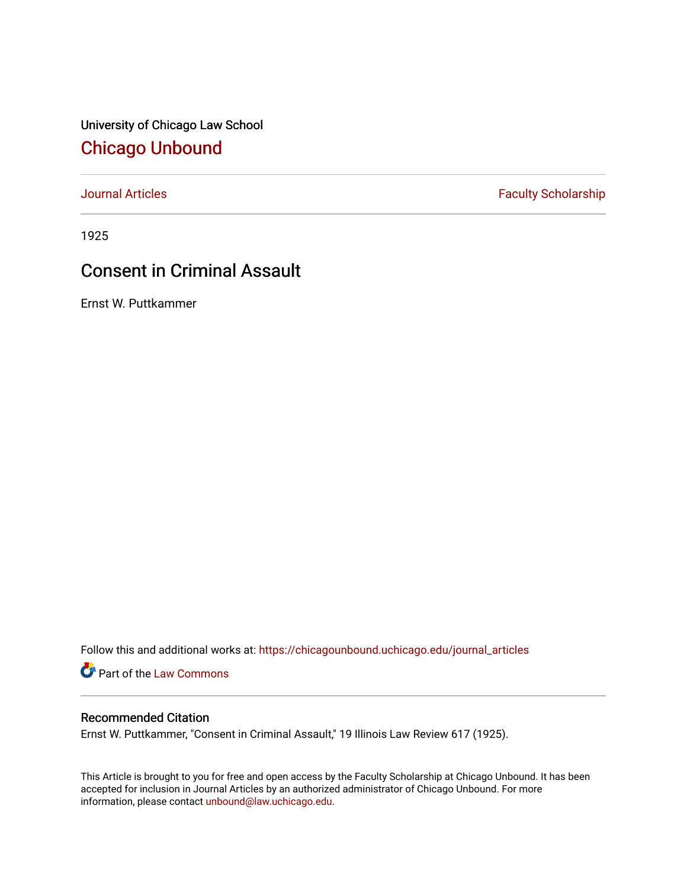University of Chicago Law School

# Chicago Unbound

Journal Articles | Faculty Scholarship

1925

## Consent in Criminal Assault

Ernst W. Puttkammer

Follow this and additional works at: https://chicagounbound.uchicago.edu/journal_articles

Part of the Law Commons

### Recommended Citation

Ernst W. Puttkammer, "Consent in Criminal Assault," 19 Illinois Law Review 617 (1925).

This Article is brought to you for free and open access by the Faculty Scholarship at Chicago Unbound. It has been accepted for inclusion in Journal Articles by an authorized administrator of Chicago Unbound. For more information, please contact unbound@law.uchicago.edu.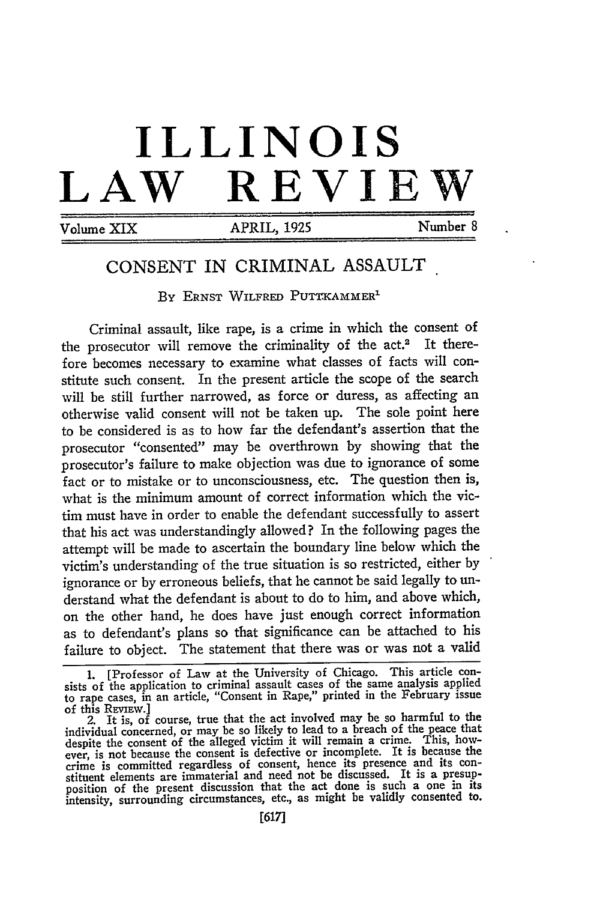# ILLINOIS LAW REVIEW

Volume XIX — APRIL, 1925 — Number 8

## CONSENT IN CRIMINAL ASSAULT

By Ernst Wilfred Puttkammer[1]

Criminal assault, like rape, is a crime in which the consent of the prosecutor will remove the criminality of the act.[2] It therefore becomes necessary to examine what classes of facts will constitute such consent. In the present article the scope of the search will be still further narrowed, as force or duress, as affecting an otherwise valid consent will not be taken up. The sole point here to be considered is as to how far the defendant's assertion that the prosecutor "consented" may be overthrown by showing that the prosecutor's failure to make objection was due to ignorance of some fact or to mistake or to unconsciousness, etc. The question then is, what is the minimum amount of correct information which the victim must have in order to enable the defendant successfully to assert that his act was understandingly allowed? In the following pages the attempt will be made to ascertain the boundary line below which the victim's understanding of the true situation is so restricted, either by ignorance or by erroneous beliefs, that he cannot be said legally to understand what the defendant is about to do to him, and above which, on the other hand, he does have just enough correct information as to defendant's plans so that significance can be attached to his failure to object. The statement that there was or was not a valid

---

1. [Professor of Law at the University of Chicago. This article consists of the application to criminal assault cases of the same analysis applied to rape cases, in an article, "Consent in Rape," printed in the February issue of this Review.]

2. It is, of course, true that the act involved may be so harmful to the individual concerned, or may be so likely to lead to a breach of the peace that despite the consent of the alleged victim it will remain a crime. This, however, is not because the consent is defective or incomplete. It is because the crime is committed regardless of consent, hence its presence and its constituent elements are immaterial and need not be discussed. It is a presupposition of the present discussion that the act done is such a one in its intensity, surrounding circumstances, etc., as might be validly consented to.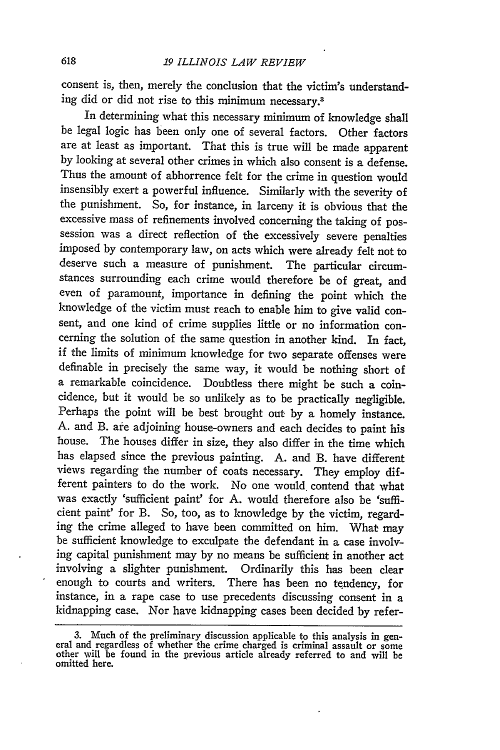consent is, then, merely the conclusion that the victim's understanding did or did not rise to this minimum necessary.[3]

In determining what this necessary minimum of knowledge shall be legal logic has been only one of several factors. Other factors are at least as important. That this is true will be made apparent by looking at several other crimes in which also consent is a defense. Thus the amount of abhorrence felt for the crime in question would insensibly exert a powerful influence. Similarly with the severity of the punishment. So, for instance, in larceny it is obvious that the excessive mass of refinements involved concerning the taking of possession was a direct reflection of the excessively severe penalties imposed by contemporary law, on acts which were already felt not to deserve such a measure of punishment. The particular circumstances surrounding each crime would therefore be of great, and even of paramount, importance in defining the point which the knowledge of the victim must reach to enable him to give valid consent, and one kind of crime supplies little or no information concerning the solution of the same question in another kind. In fact, if the limits of minimum knowledge for two separate offenses were definable in precisely the same way, it would be nothing short of a remarkable coincidence. Doubtless there might be such a coincidence, but it would be so unlikely as to be practically negligible. Perhaps the point will be best brought out by a homely instance. A. and B. are adjoining house-owners and each decides to paint his house. The houses differ in size, they also differ in the time which has elapsed since the previous painting. A. and B. have different views regarding the number of coats necessary. They employ different painters to do the work. No one would contend that what was exactly 'sufficient paint' for A. would therefore also be 'sufficient paint' for B. So, too, as to knowledge by the victim, regarding the crime alleged to have been committed on him. What may be sufficient knowledge to exculpate the defendant in a case involving capital punishment may by no means be sufficient in another act involving a slighter punishment. Ordinarily this has been clear enough to courts and writers. There has been no tendency, for instance, in a rape case to use precedents discussing consent in a kidnapping case. Nor have kidnapping cases been decided by refer-

3. Much of the preliminary discussion applicable to this analysis in general and regardless of whether the crime charged is criminal assault or some other will be found in the previous article already referred to and will be omitted here.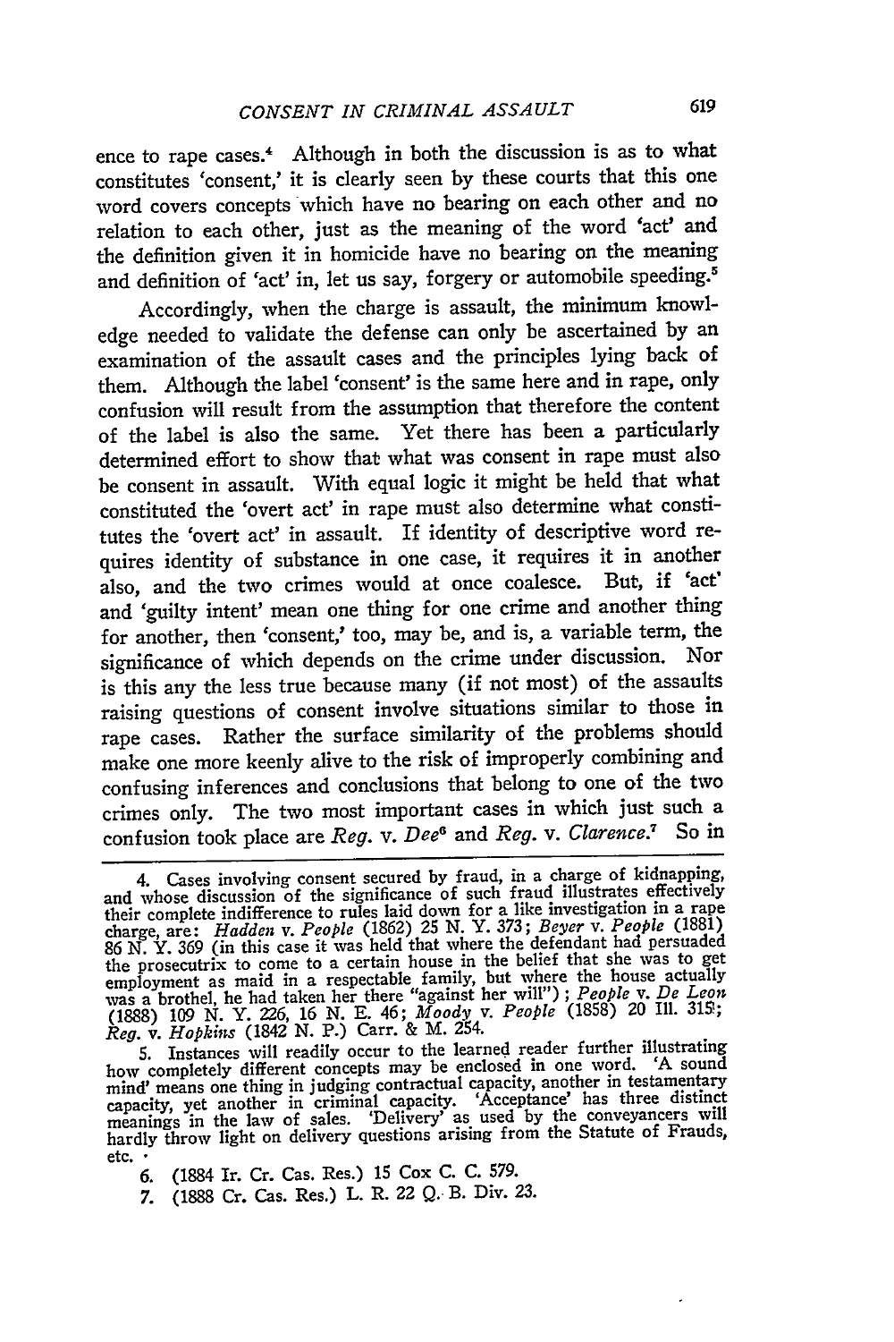ence to rape cases.[4] Although in both the discussion is as to what constitutes 'consent,' it is clearly seen by these courts that this one word covers concepts which have no bearing on each other and no relation to each other, just as the meaning of the word 'act' and the definition given it in homicide have no bearing on the meaning and definition of 'act' in, let us say, forgery or automobile speeding.[5]

Accordingly, when the charge is assault, the minimum knowledge needed to validate the defense can only be ascertained by an examination of the assault cases and the principles lying back of them. Although the label 'consent' is the same here and in rape, only confusion will result from the assumption that therefore the content of the label is also the same. Yet there has been a particularly determined effort to show that what was consent in rape must also be consent in assault. With equal logic it might be held that what constituted the 'overt act' in rape must also determine what constitutes the 'overt act' in assault. If identity of descriptive word requires identity of substance in one case, it requires it in another also, and the two crimes would at once coalesce. But, if 'act' and 'guilty intent' mean one thing for one crime and another thing for another, then 'consent,' too, may be, and is, a variable term, the significance of which depends on the crime under discussion. Nor is this any the less true because many (if not most) of the assaults raising questions of consent involve situations similar to those in rape cases. Rather the surface similarity of the problems should make one more keenly alive to the risk of improperly combining and confusing inferences and conclusions that belong to one of the two crimes only. The two most important cases in which just such a confusion took place are *Reg.* v. *Dee*[6] and *Reg.* v. *Clarence*.[7] So in

---

4. Cases involving consent secured by fraud, in a charge of kidnapping, and whose discussion of the significance of such fraud illustrates effectively their complete indifference to rules laid down for a like investigation in a rape charge, are: *Hadden* v. *People* (1862) 25 N. Y. 373; *Beyer* v. *People* (1881) 86 N. Y. 369 (in this case it was held that where the defendant had persuaded the prosecutrix to come to a certain house in the belief that she was to get employment as maid in a respectable family, but where the house actually was a brothel, he had taken her there "against her will"); *People* v. *De Leon* (1888) 109 N. Y. 226, 16 N. E. 46; *Moody* v. *People* (1858) 20 Ill. 315; *Reg.* v. *Hopkins* (1842 N. P.) Carr. & M. 254.

5. Instances will readily occur to the learned reader further illustrating how completely different concepts may be enclosed in one word. 'A sound mind' means one thing in judging contractual capacity, another in testamentary capacity, yet another in criminal capacity. 'Acceptance' has three distinct meanings in the law of sales. 'Delivery' as used by the conveyancers will hardly throw light on delivery questions arising from the Statute of Frauds, etc.

6. (1884 Ir. Cr. Cas. Res.) 15 Cox C. C. 579.

7. (1888 Cr. Cas. Res.) L. R. 22 Q. B. Div. 23.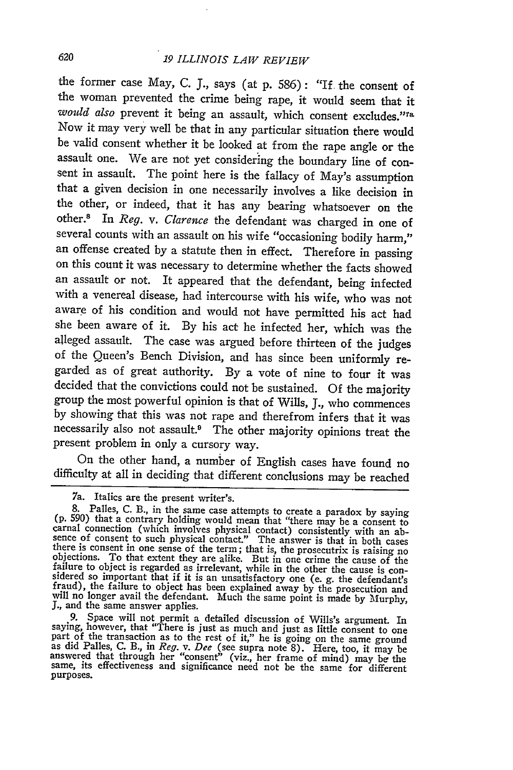the former case May, C. J., says (at p. 586): "If the consent of the woman prevented the crime being rape, it would seem that it *would also* prevent it being an assault, which consent excludes."[7a] Now it may very well be that in any particular situation there would be valid consent whether it be looked at from the rape angle or the assault one. We are not yet considering the boundary line of consent in assault. The point here is the fallacy of May's assumption that a given decision in one necessarily involves a like decision in the other, or indeed, that it has any bearing whatsoever on the other.[8] In *Reg.* v. *Clarence* the defendant was charged in one of several counts with an assault on his wife "occasioning bodily harm," an offense created by a statute then in effect. Therefore in passing on this count it was necessary to determine whether the facts showed an assault or not. It appeared that the defendant, being infected with a venereal disease, had intercourse with his wife, who was not aware of his condition and would not have permitted his act had she been aware of it. By his act he infected her, which was the alleged assault. The case was argued before thirteen of the judges of the Queen's Bench Division, and has since been uniformly regarded as of great authority. By a vote of nine to four it was decided that the convictions could not be sustained. Of the majority group the most powerful opinion is that of Wills, J., who commences by showing that this was not rape and therefrom infers that it was necessarily also not assault.[9] The other majority opinions treat the present problem in only a cursory way.

On the other hand, a number of English cases have found no difficulty at all in deciding that different conclusions may be reached

---

7a. Italics are the present writer's.

8. Palles, C. B., in the same case attempts to create a paradox by saying (p. 590) that a contrary holding would mean that "there may be a consent to carnal connection (which involves physical contact) consistently with an absence of consent to such physical contact." The answer is that in both cases there is consent in one sense of the term; that is, the prosecutrix is raising no objections. To that extent they are alike. But in one crime the cause of the failure to object is regarded as irrelevant, while in the other the cause is considered so important that if it is an unsatisfactory one (e. g. the defendant's fraud), the failure to object has been explained away by the prosecution and will no longer avail the defendant. Much the same point is made by Murphy, J., and the same answer applies.

9. Space will not permit a detailed discussion of Wills's argument. In saying, however, that "There is just as much and just as little consent to one part of the transaction as to the rest of it," he is going on the same ground as did Palles, C. B., in *Reg.* v. *Dee* (see supra note 8). Here, too, it may be answered that through her "consent" (viz., her frame of mind) may be the same, its effectiveness and significance need not be the same for different purposes.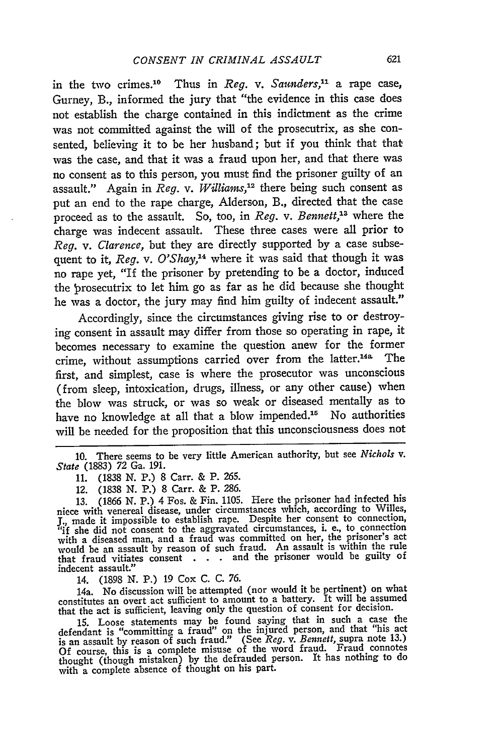in the two crimes.[10] Thus in *Reg.* v. *Saunders*,[11] a rape case, Gurney, B., informed the jury that "the evidence in this case does not establish the charge contained in this indictment as the crime was not committed against the will of the prosecutrix, as she consented, believing it to be her husband; but if you think that that was the case, and that it was a fraud upon her, and that there was no consent as to this person, you must find the prisoner guilty of an assault." Again in *Reg.* v. *Williams*,[12] there being such consent as put an end to the rape charge, Alderson, B., directed that the case proceed as to the assault. So, too, in *Reg.* v. *Bennett*,[13] where the charge was indecent assault. These three cases were all prior to *Reg.* v. *Clarence*, but they are directly supported by a case subsequent to it, *Reg.* v. *O'Shay*,[14] where it was said that though it was no rape yet, "If the prisoner by pretending to be a doctor, induced the prosecutrix to let him go as far as he did because she thought he was a doctor, the jury may find him guilty of indecent assault."

Accordingly, since the circumstances giving rise to or destroying consent in assault may differ from those so operating in rape, it becomes necessary to examine the question anew for the former crime, without assumptions carried over from the latter.[14a] The first, and simplest, case is where the prosecutor was unconscious (from sleep, intoxication, drugs, illness, or any other cause) when the blow was struck, or was so weak or diseased mentally as to have no knowledge at all that a blow impended.[15] No authorities will be needed for the proposition that this unconsciousness does not

---

10. There seems to be very little American authority, but see *Nichols* v. *State* (1883) 72 Ga. 191.

11. (1838 N. P.) 8 Carr. & P. 265.

12. (1838 N. P.) 8 Carr. & P. 286.

13. (1866 N. P.) 4 Fos. & Fin. 1105. Here the prisoner had infected his niece with venereal disease, under circumstances which, according to Willes, J., made it impossible to establish rape. Despite her consent to connection, "if she did not consent to the aggravated circumstances, i. e., to connection with a diseased man, and a fraud was committed on her, the prisoner's act would be an assault by reason of such fraud. An assault is within the rule that fraud vitiates consent . . . and the prisoner would be guilty of indecent assault."

14. (1898 N. P.) 19 Cox C. C. 76.

14a. No discussion will be attempted (nor would it be pertinent) on what constitutes an overt act sufficient to amount to a battery. It will be assumed that the act is sufficient, leaving only the question of consent for decision.

15. Loose statements may be found saying that in such a case the defendant is "committing a fraud" on the injured person, and that "his act is an assault by reason of such fraud." (See *Reg.* v. *Bennett*, supra note 13.) Of course, this is a complete misuse of the word fraud. Fraud connotes thought (though mistaken) by the defrauded person. It has nothing to do with a complete absence of thought on his part.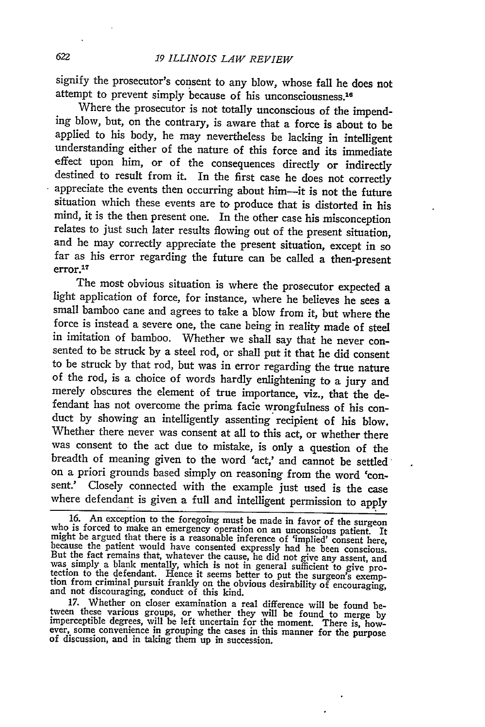signify the prosecutor's consent to any blow, whose fall he does not attempt to prevent simply because of his unconsciousness.[16]

Where the prosecutor is not totally unconscious of the impending blow, but, on the contrary, is aware that a force is about to be applied to his body, he may nevertheless be lacking in intelligent understanding either of the nature of this force and its immediate effect upon him, or of the consequences directly or indirectly destined to result from it. In the first case he does not correctly appreciate the events then occurring about him—it is not the future situation which these events are to produce that is distorted in his mind, it is the then present one. In the other case his misconception relates to just such later results flowing out of the present situation, and he may correctly appreciate the present situation, except in so far as his error regarding the future can be called a then-present error.[17]

The most obvious situation is where the prosecutor expected a light application of force, for instance, where he believes he sees a small bamboo cane and agrees to take a blow from it, but where the force is instead a severe one, the cane being in reality made of steel in imitation of bamboo. Whether we shall say that he never consented to be struck by a steel rod, or shall put it that he did consent to be struck by that rod, but was in error regarding the true nature of the rod, is a choice of words hardly enlightening to a jury and merely obscures the element of true importance, viz., that the defendant has not overcome the prima facie wrongfulness of his conduct by showing an intelligently assenting recipient of his blow. Whether there never was consent at all to this act, or whether there was consent to the act due to mistake, is only a question of the breadth of meaning given to the word 'act,' and cannot be settled on a priori grounds based simply on reasoning from the word 'consent.' Closely connected with the example just used is the case where defendant is given a full and intelligent permission to apply

16. An exception to the foregoing must be made in favor of the surgeon who is forced to make an emergency operation on an unconscious patient. It might be argued that there is a reasonable inference of 'implied' consent here, because the patient would have consented expressly had he been conscious. But the fact remains that, whatever the cause, he did not give any assent, and was simply a blank mentally, which is not in general sufficient to give protection to the defendant. Hence it seems better to put the surgeon's exemption from criminal pursuit frankly on the obvious desirability of encouraging, and not discouraging, conduct of this kind.

17. Whether on closer examination a real difference will be found between these various groups, or whether they will be found to merge by imperceptible degrees, will be left uncertain for the moment. There is, however, some convenience in grouping the cases in this manner for the purpose of discussion, and in taking them up in succession.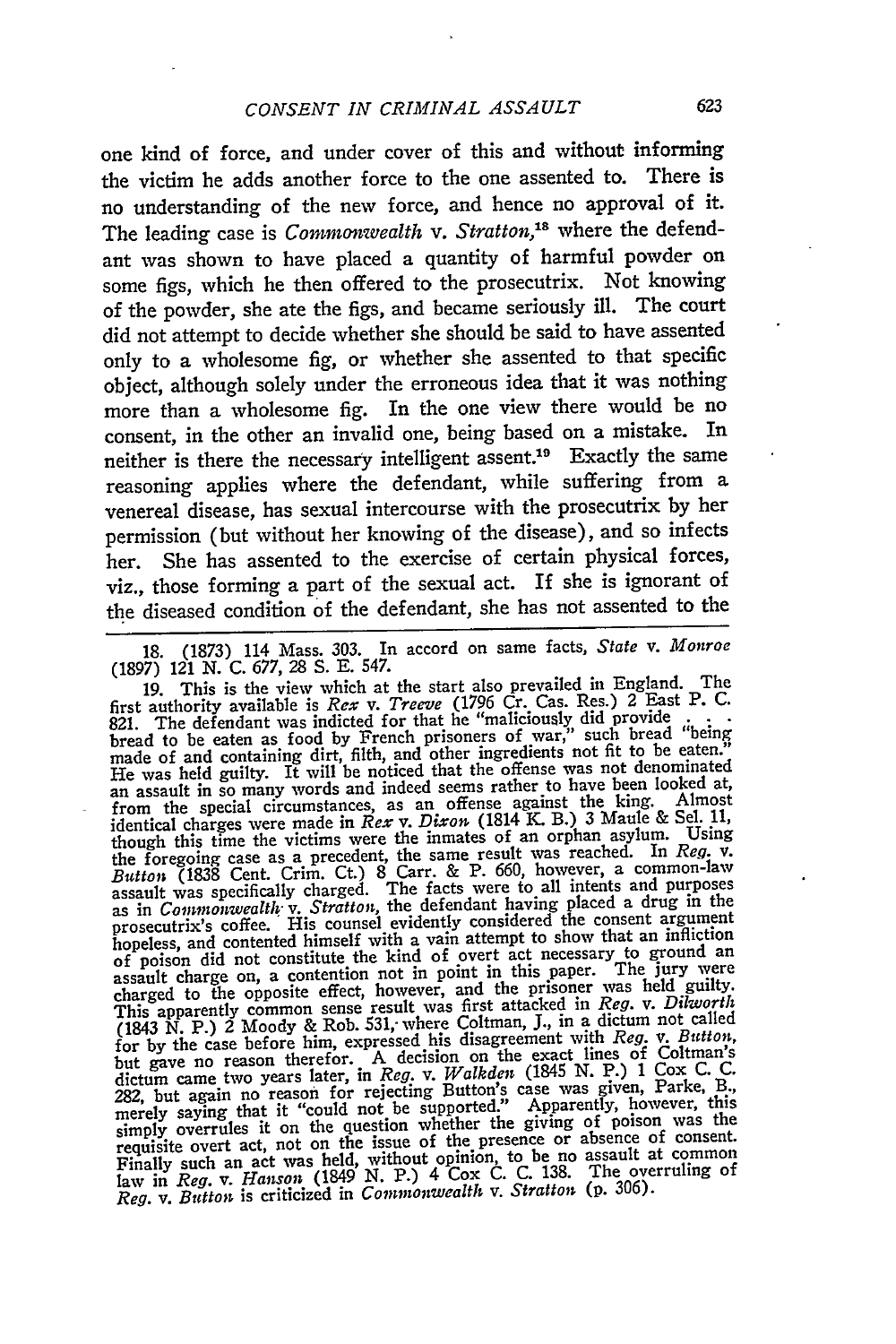one kind of force, and under cover of this and without informing the victim he adds another force to the one assented to. There is no understanding of the new force, and hence no approval of it. The leading case is *Commonwealth* v. *Stratton*,[18] where the defendant was shown to have placed a quantity of harmful powder on some figs, which he then offered to the prosecutrix. Not knowing of the powder, she ate the figs, and became seriously ill. The court did not attempt to decide whether she should be said to have assented only to a wholesome fig, or whether she assented to that specific object, although solely under the erroneous idea that it was nothing more than a wholesome fig. In the one view there would be no consent, in the other an invalid one, being based on a mistake. In neither is there the necessary intelligent assent.[19] Exactly the same reasoning applies where the defendant, while suffering from a venereal disease, has sexual intercourse with the prosecutrix by her permission (but without her knowing of the disease), and so infects her. She has assented to the exercise of certain physical forces, viz., those forming a part of the sexual act. If she is ignorant of the diseased condition of the defendant, she has not assented to the

---

18. (1873) 114 Mass. 303. In accord on same facts, *State* v. *Monroe* (1897) 121 N. C. 677, 28 S. E. 547.

19. This is the view which at the start also prevailed in England. The first authority available is *Rex* v. *Treeve* (1796 Cr. Cas. Res.) 2 East P. C. 821. The defendant was indicted for that he "maliciously did provide . . . bread to be eaten as food by French prisoners of war," such bread "being made of and containing dirt, filth, and other ingredients not fit to be eaten." He was held guilty. It will be noticed that the offense was not denominated an assault in so many words and indeed seems rather to have been looked at, from the special circumstances, as an offense against the king. Almost identical charges were made in *Rex* v. *Dixon* (1814 K. B.) 3 Maule & Sel. 11, though this time the victims were the inmates of an orphan asylum. Using the foregoing case as a precedent, the same result was reached. In *Reg.* v. *Button* (1838 Cent. Crim. Ct.) 8 Carr. & P. 660, however, a common-law assault was specifically charged. The facts were to all intents and purposes as in *Commonwealth* v. *Stratton*, the defendant having placed a drug in the prosecutrix's coffee. His counsel evidently considered the consent argument hopeless, and contented himself with a vain attempt to show that an infliction of poison did not constitute the kind of overt act necessary to ground an assault charge on, a contention not in point in this paper. The jury were charged to the opposite effect, however, and the prisoner was held guilty. This apparently common sense result was first attacked in *Reg.* v. *Dilworth* (1843 N. P.) 2 Moody & Rob. 531, where Coltman, J., in a dictum not called for by the case before him, expressed his disagreement with *Reg.* v. *Button*, but gave no reason therefor. A decision on the exact lines of Coltman's dictum came two years later, in *Reg.* v. *Walkden* (1845 N. P.) 1 Cox C. C. 282, but again no reason for rejecting Button's case was given, Parke, B., merely saying that it "could not be supported." Apparently, however, this simply overrules it on the question whether the giving of poison was the requisite overt act, not on the issue of the presence or absence of consent. Finally such an act was held, without opinion, to be no assault at common law in *Reg.* v. *Hanson* (1849 N. P.) 4 Cox C. C. 138. The overruling of *Reg.* v. *Button* is criticized in *Commonwealth* v. *Stratton* (p. 306).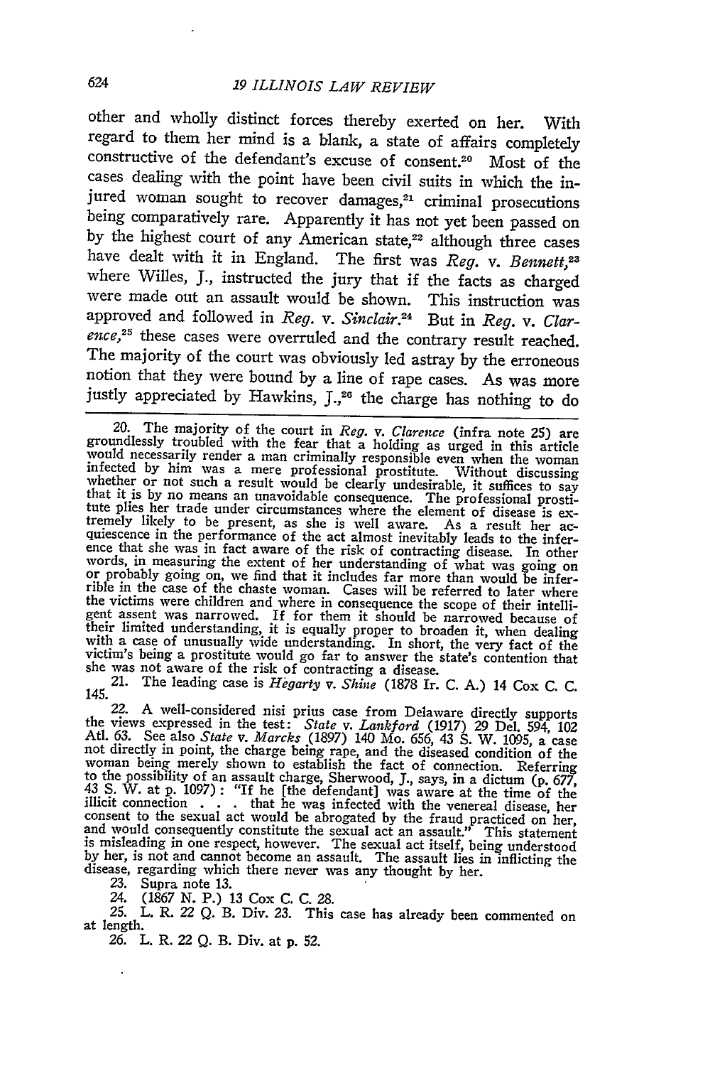other and wholly distinct forces thereby exerted on her. With regard to them her mind is a blank, a state of affairs completely constructive of the defendant's excuse of consent.[20] Most of the cases dealing with the point have been civil suits in which the injured woman sought to recover damages,[21] criminal prosecutions being comparatively rare. Apparently it has not yet been passed on by the highest court of any American state,[22] although three cases have dealt with it in England. The first was *Reg.* v. *Bennett*,[23] where Willes, J., instructed the jury that if the facts as charged were made out an assault would be shown. This instruction was approved and followed in *Reg.* v. *Sinclair*.[24] But in *Reg.* v. *Clarence*,[25] these cases were overruled and the contrary result reached. The majority of the court was obviously led astray by the erroneous notion that they were bound by a line of rape cases. As was more justly appreciated by Hawkins, J.,[26] the charge has nothing to do

20. The majority of the court in *Reg.* v. *Clarence* (infra note 25) are groundlessly troubled with the fear that a holding as urged in this article would necessarily render a man criminally responsible even when the woman infected by him was a mere professional prostitute. Without discussing whether or not such a result would be clearly undesirable, it suffices to say that it is by no means an unavoidable consequence. The professional prostitute plies her trade under circumstances where the element of disease is extremely likely to be present, as she is well aware. As a result her acquiescence in the performance of the act almost inevitably leads to the inference that she was in fact aware of the risk of contracting disease. In other words, in measuring the extent of her understanding of what was going on or probably going on, we find that it includes far more than would be inferrible in the case of the chaste woman. Cases will be referred to later where the victims were children and where in consequence the scope of their intelligent assent was narrowed. If for them it should be narrowed because of their limited understanding, it is equally proper to broaden it, when dealing with a case of unusually wide understanding. In short, the very fact of the victim's being a prostitute would go far to answer the state's contention that she was not aware of the risk of contracting a disease.

21. The leading case is *Hegarty* v. *Shine* (1878 Ir. C. A.) 14 Cox C. C. 145.

22. A well-considered nisi prius case from Delaware directly supports the views expressed in the test: *State* v. *Lankford* (1917) 29 Del. 594, 102 Atl. 63. See also *State* v. *Marcks* (1897) 140 Mo. 656, 43 S. W. 1095, a case not directly in point, the charge being rape, and the diseased condition of the woman being merely shown to establish the fact of connection. Referring to the possibility of an assault charge, Sherwood, J., says, in a dictum (p. 677, 43 S. W. at p. 1097): "If he [the defendant] was aware at the time of the illicit connection . . . that he was infected with the venereal disease, her consent to the sexual act would be abrogated by the fraud practiced on her, and would consequently constitute the sexual act an assault." This statement is misleading in one respect, however. The sexual act itself, being understood by her, is not and cannot become an assault. The assault lies in inflicting the disease, regarding which there never was any thought by her.

23. Supra note 13.

24. (1867 N. P.) 13 Cox C. C. 28.

25. L. R. 22 Q. B. Div. 23. This case has already been commented on at length.

26. L. R. 22 Q. B. Div. at p. 52.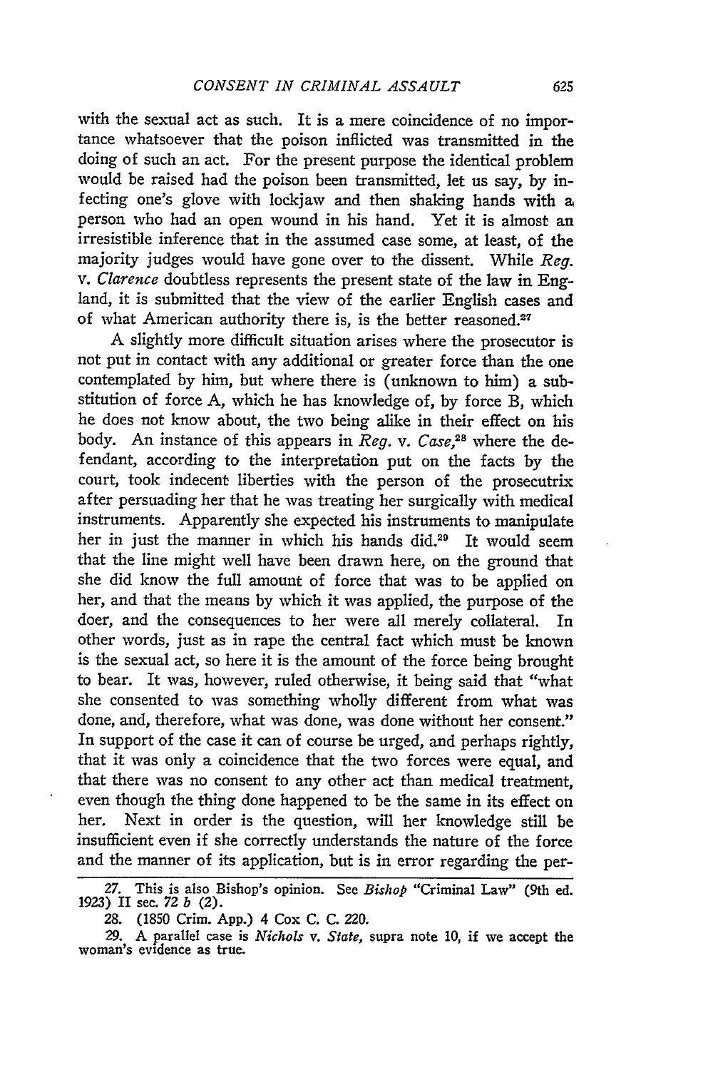with the sexual act as such. It is a mere coincidence of no importance whatsoever that the poison inflicted was transmitted in the doing of such an act. For the present purpose the identical problem would be raised had the poison been transmitted, let us say, by infecting one's glove with lockjaw and then shaking hands with a person who had an open wound in his hand. Yet it is almost an irresistible inference that in the assumed case some, at least, of the majority judges would have gone over to the dissent. While *Reg. v. Clarence* doubtless represents the present state of the law in England, it is submitted that the view of the earlier English cases and of what American authority there is, is the better reasoned.[27]

A slightly more difficult situation arises where the prosecutor is not put in contact with any additional or greater force than the one contemplated by him, but where there is (unknown to him) a substitution of force A, which he has knowledge of, by force B, which he does not know about, the two being alike in their effect on his body. An instance of this appears in *Reg. v. Case*,[28] where the defendant, according to the interpretation put on the facts by the court, took indecent liberties with the person of the prosecutrix after persuading her that he was treating her surgically with medical instruments. Apparently she expected his instruments to manipulate her in just the manner in which his hands did.[29] It would seem that the line might well have been drawn here, on the ground that she did know the full amount of force that was to be applied on her, and that the means by which it was applied, the purpose of the doer, and the consequences to her were all merely collateral. In other words, just as in rape the central fact which must be known is the sexual act, so here it is the amount of the force being brought to bear. It was, however, ruled otherwise, it being said that "what she consented to was something wholly different from what was done, and, therefore, what was done, was done without her consent." In support of the case it can of course be urged, and perhaps rightly, that it was only a coincidence that the two forces were equal, and that there was no consent to any other act than medical treatment, even though the thing done happened to be the same in its effect on her. Next in order is the question, will her knowledge still be insufficient even if she correctly understands the nature of the force and the manner of its application, but is in error regarding the per-

---

27. This is also Bishop's opinion. See *Bishop* "Criminal Law" (9th ed. 1923) II sec. 72 *b* (2).

28. (1850 Crim. App.) 4 Cox C. C. 220.

29. A parallel case is *Nichols v. State, supra* note 10, if we accept the woman's evidence as true.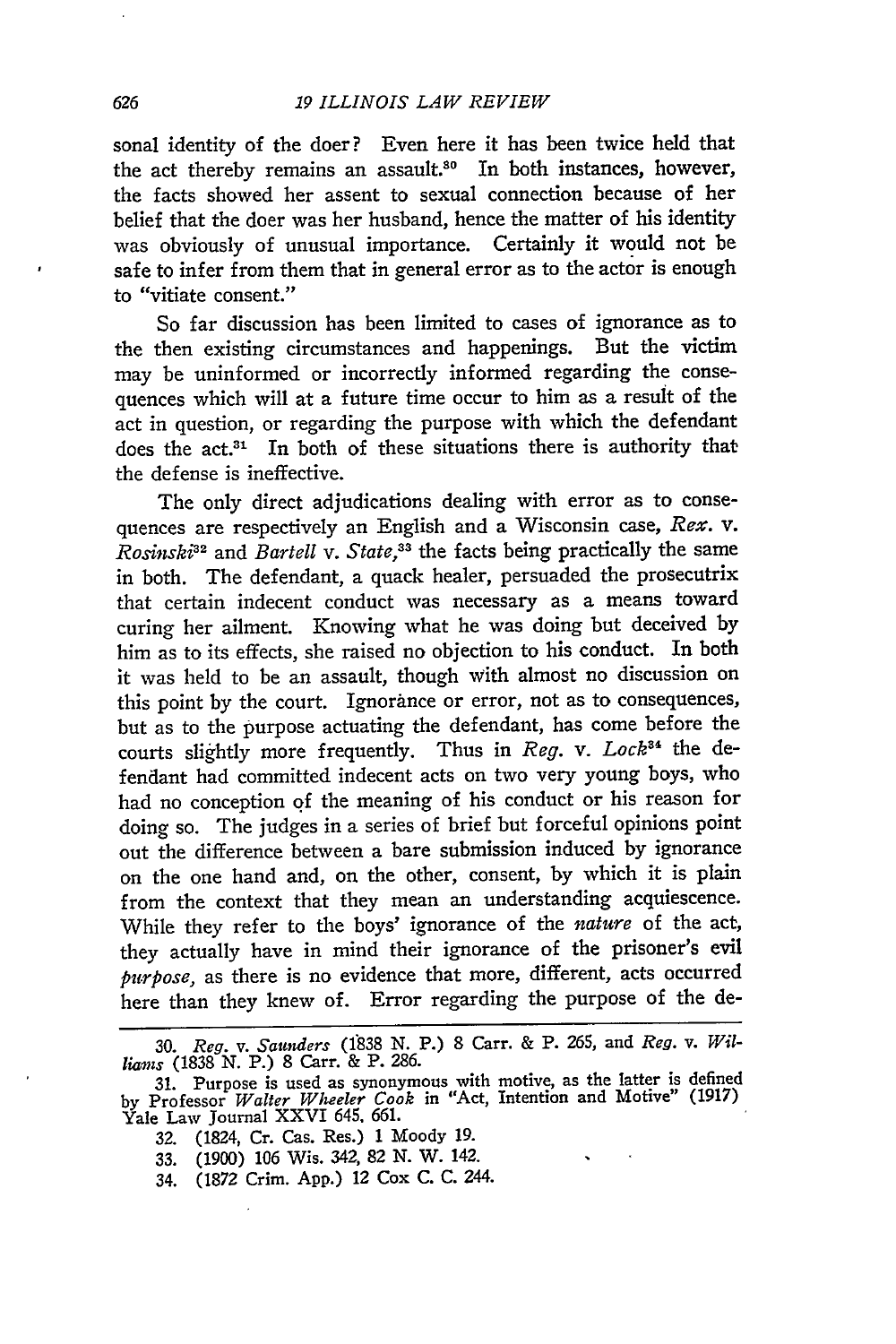sonal identity of the doer? Even here it has been twice held that the act thereby remains an assault.[30] In both instances, however, the facts showed her assent to sexual connection because of her belief that the doer was her husband, hence the matter of his identity was obviously of unusual importance. Certainly it would not be safe to infer from them that in general error as to the actor is enough to "vitiate consent."

So far discussion has been limited to cases of ignorance as to the then existing circumstances and happenings. But the victim may be uninformed or incorrectly informed regarding the consequences which will at a future time occur to him as a result of the act in question, or regarding the purpose with which the defendant does the act.[31] In both of these situations there is authority that the defense is ineffective.

The only direct adjudications dealing with error as to consequences are respectively an English and a Wisconsin case, *Rex.* v. *Rosinski*[32] and *Bartell* v. *State*,[33] the facts being practically the same in both. The defendant, a quack healer, persuaded the prosecutrix that certain indecent conduct was necessary as a means toward curing her ailment. Knowing what he was doing but deceived by him as to its effects, she raised no objection to his conduct. In both it was held to be an assault, though with almost no discussion on this point by the court. Ignorance or error, not as to consequences, but as to the purpose actuating the defendant, has come before the courts slightly more frequently. Thus in *Reg.* v. *Lock*[34] the defendant had committed indecent acts on two very young boys, who had no conception of the meaning of his conduct or his reason for doing so. The judges in a series of brief but forceful opinions point out the difference between a bare submission induced by ignorance on the one hand and, on the other, consent, by which it is plain from the context that they mean an understanding acquiescence. While they refer to the boys' ignorance of the *nature* of the act, they actually have in mind their ignorance of the prisoner's evil *purpose*, as there is no evidence that more, different, acts occurred here than they knew of. Error regarding the purpose of the de-

---

30. *Reg.* v. *Saunders* (1838 N. P.) 8 Carr. & P. 265, and *Reg.* v. *Williams* (1838 N. P.) 8 Carr. & P. 286.

31. Purpose is used as synonymous with motive, as the latter is defined by Professor *Walter Wheeler Cook* in "Act, Intention and Motive" (1917) Yale Law Journal XXVI 645, 661.

32. (1824, Cr. Cas. Res.) 1 Moody 19.

33. (1900) 106 Wis. 342, 82 N. W. 142.

34. (1872 Crim. App.) 12 Cox C. C. 244.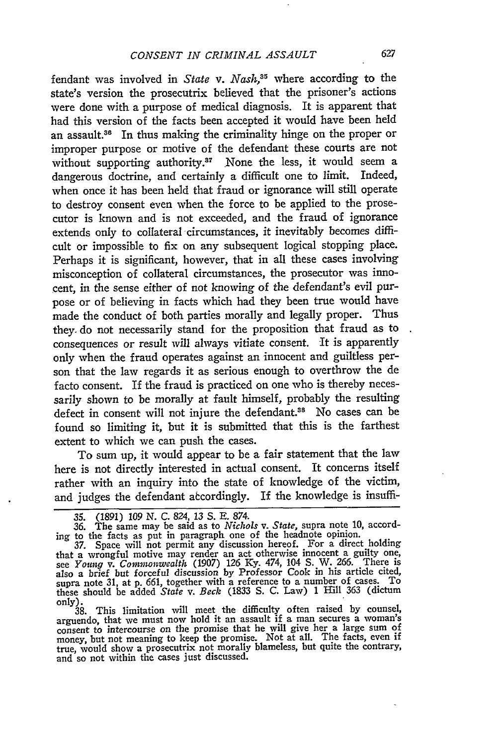fendant was involved in *State* v. *Nash*,[35] where according to the state's version the prosecutrix believed that the prisoner's actions were done with a purpose of medical diagnosis. It is apparent that had this version of the facts been accepted it would have been held an assault.[36] In thus making the criminality hinge on the proper or improper purpose or motive of the defendant these courts are not without supporting authority.[37] None the less, it would seem a dangerous doctrine, and certainly a difficult one to limit. Indeed, when once it has been held that fraud or ignorance will still operate to destroy consent even when the force to be applied to the prosecutor is known and is not exceeded, and the fraud of ignorance extends only to collateral circumstances, it inevitably becomes difficult or impossible to fix on any subsequent logical stopping place. Perhaps it is significant, however, that in all these cases involving misconception of collateral circumstances, the prosecutor was innocent, in the sense either of not knowing of the defendant's evil purpose or of believing in facts which had they been true would have made the conduct of both parties morally and legally proper. Thus they do not necessarily stand for the proposition that fraud as to consequences or result will always vitiate consent. It is apparently only when the fraud operates against an innocent and guiltless person that the law regards it as serious enough to overthrow the de facto consent. If the fraud is practiced on one who is thereby necessarily shown to be morally at fault himself, probably the resulting defect in consent will not injure the defendant.[38] No cases can be found so limiting it, but it is submitted that this is the farthest extent to which we can push the cases.

To sum up, it would appear to be a fair statement that the law here is not directly interested in actual consent. It concerns itself rather with an inquiry into the state of knowledge of the victim, and judges the defendant accordingly. If the knowledge is insuffi-

---

35. (1891) 109 N. C. 824, 13 S. E. 874.

36. The same may be said as to *Nichols* v. *State*, supra note 10, according to the facts as put in paragraph one of the headnote opinion.

37. Space will not permit any discussion hereof. For a direct holding that a wrongful motive may render an act otherwise innocent a guilty one, see *Young* v. *Commonwealth* (1907) 126 Ky. 474, 104 S. W. 266. There is also a brief but forceful discussion by Professor Cook in his article cited, supra note 31, at p. 661, together with a reference to a number of cases. To these should be added *State* v. *Beck* (1833 S. C. Law) 1 Hill 363 (dictum only).

38. This limitation will meet the difficulty often raised by counsel, arguendo, that we must now hold it an assault if a man secures a woman's consent to intercourse on the promise that he will give her a large sum of money, but not meaning to keep the promise. Not at all. The facts, even if true, would show a prosecutrix not morally blameless, but quite the contrary, and so not within the cases just discussed.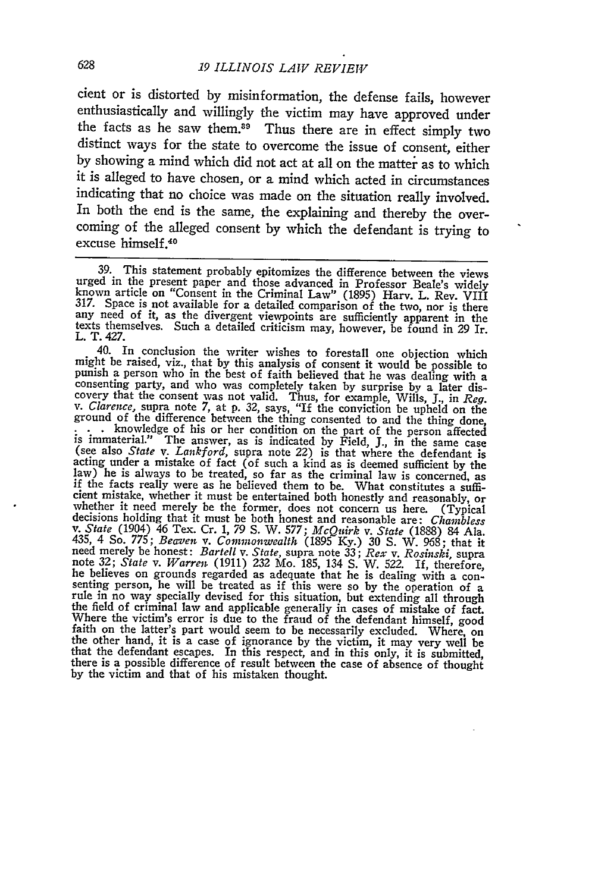cient or is distorted by misinformation, the defense fails, however enthusiastically and willingly the victim may have approved under the facts as he saw them.[39] Thus there are in effect simply two distinct ways for the state to overcome the issue of consent, either by showing a mind which did not act at all on the matter as to which it is alleged to have chosen, or a mind which acted in circumstances indicating that no choice was made on the situation really involved. In both the end is the same, the explaining and thereby the overcoming of the alleged consent by which the defendant is trying to excuse himself.[40]

---

39. This statement probably epitomizes the difference between the views urged in the present paper and those advanced in Professor Beale's widely known article on "Consent in the Criminal Law" (1895) Harv. L. Rev. VIII 317. Space is not available for a detailed comparison of the two, nor is there any need of it, as the divergent viewpoints are sufficiently apparent in the texts themselves. Such a detailed criticism may, however, be found in 29 Ir. L. T. 427.

40. In conclusion the writer wishes to forestall one objection which might be raised, viz., that by this analysis of consent it would be possible to punish a person who in the best of faith believed that he was dealing with a consenting party, and who was completely taken by surprise by a later discovery that the consent was not valid. Thus, for example, Wills, J., in *Reg. v. Clarence*, supra note 7, at p. 32, says, "If the conviction be upheld on the ground of the difference between the thing consented to and the thing done, . . . knowledge of his or her condition on the part of the person affected is immaterial." The answer, as is indicated by Field, J., in the same case (see also *State v. Lankford*, supra note 22) is that where the defendant is acting under a mistake of fact (of such a kind as is deemed sufficient by the law) he is always to be treated, so far as the criminal law is concerned, as if the facts really were as he believed them to be. What constitutes a sufficient mistake, whether it must be entertained both honestly and reasonably, or whether it need merely be the former, does not concern us here. (Typical decisions holding that it must be both honest and reasonable are: *Chambless v. State* (1904) 46 Tex. Cr. 1, 79 S. W. 577; *McQuirk v. State* (1888) 84 Ala. 435, 4 So. 775; *Beaven v. Commonwealth* (1895 Ky.) 30 S. W. 968; that it need merely be honest: *Bartell v. State*, supra note 33; *Rex v. Rosinski*, supra note 32; *State v. Warren* (1911) 232 Mo. 185, 134 S. W. 522. If, therefore, he believes on grounds regarded as adequate that he is dealing with a consenting person, he will be treated as if this were so by the operation of a rule in no way specially devised for this situation, but extending all through the field of criminal law and applicable generally in cases of mistake of fact. Where the victim's error is due to the fraud of the defendant himself, good faith on the latter's part would seem to be necessarily excluded. Where, on the other hand, it is a case of ignorance by the victim, it may very well be that the defendant escapes. In this respect, and in this only, it is submitted, there is a possible difference of result between the case of absence of thought by the victim and that of his mistaken thought.